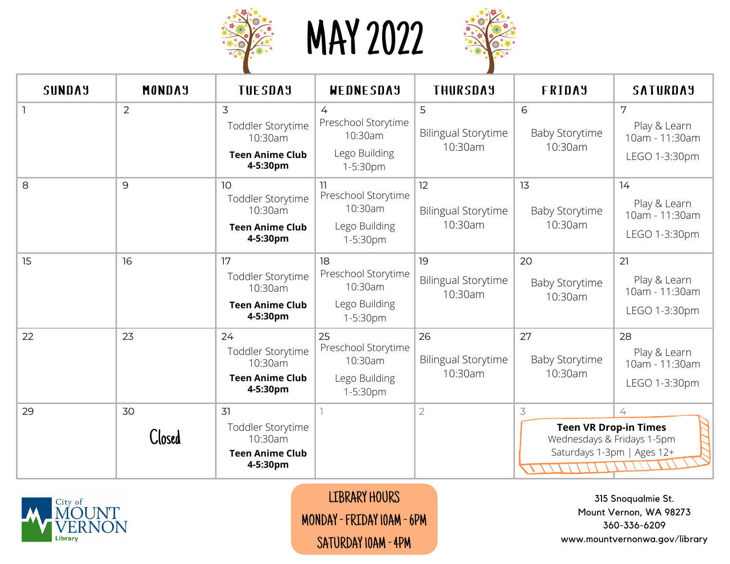# MAY 2022

| SUNDAY | MONDAY | TUESDAY | WEDNESDAY | THURSDAY | FRIDAY | SATURDAY |
|---|---|---|---|---|---|---|
| 1 | 2 | 3 Toddler Storytime 10:30am **Teen Anime Club 4-5:30pm** | 4 Preschool Storytime 10:30am Lego Building 1-5:30pm | 5 Bilingual Storytime 10:30am | 6 Baby Storytime 10:30am | 7 Play & Learn 10am - 11:30am LEGO 1-3:30pm |
| 8 | 9 | 10 Toddler Storytime 10:30am **Teen Anime Club 4-5:30pm** | 11 Preschool Storytime 10:30am Lego Building 1-5:30pm | 12 Bilingual Storytime 10:30am | 13 Baby Storytime 10:30am | 14 Play & Learn 10am - 11:30am LEGO 1-3:30pm |
| 15 | 16 | 17 Toddler Storytime 10:30am **Teen Anime Club 4-5:30pm** | 18 Preschool Storytime 10:30am Lego Building 1-5:30pm | 19 Bilingual Storytime 10:30am | 20 Baby Storytime 10:30am | 21 Play & Learn 10am - 11:30am LEGO 1-3:30pm |
| 22 | 23 | 24 Toddler Storytime 10:30am **Teen Anime Club 4-5:30pm** | 25 Preschool Storytime 10:30am Lego Building 1-5:30pm | 26 Bilingual Storytime 10:30am | 27 Baby Storytime 10:30am | 28 Play & Learn 10am - 11:30am LEGO 1-3:30pm |
| 29 | 30 Closed | 31 Toddler Storytime 10:30am **Teen Anime Club 4-5:30pm** | 1 | 2 | 3 | 4 |

**Teen VR Drop-in Times**
Wednesdays & Fridays 1-5pm
Saturdays 1-3pm | Ages 12+

City of MOUNT VERNON Library

LIBRARY HOURS
MONDAY - FRIDAY 10AM - 6PM
SATURDAY 10AM - 4PM

315 Snoqualmie St.
Mount Vernon, WA 98273
360-336-6209
www.mountvernonwa.gov/library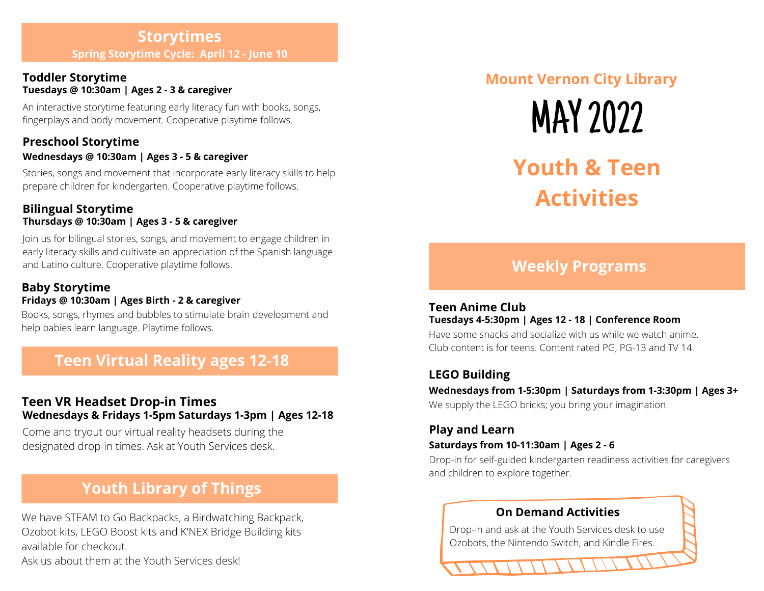## Storytimes

**Spring Storytime Cycle: April 12 - June 10**

### Toddler Storytime

**Tuesdays @ 10:30am | Ages 2 - 3 & caregiver**

An interactive storytime featuring early literacy fun with books, songs, fingerplays and body movement. Cooperative playtime follows.

### Preschool Storytime

**Wednesdays @ 10:30am | Ages 3 - 5 & caregiver**

Stories, songs and movement that incorporate early literacy skills to help prepare children for kindergarten. Cooperative playtime follows.

### Bilingual Storytime

**Thursdays @ 10:30am | Ages 3 - 5 & caregiver**

Join us for bilingual stories, songs, and movement to engage children in early literacy skills and cultivate an appreciation of the Spanish language and Latino culture. Cooperative playtime follows.

### Baby Storytime

**Fridays @ 10:30am | Ages Birth - 2 & caregiver**

Books, songs, rhymes and bubbles to stimulate brain development and help babies learn language. Playtime follows.

## Teen Virtual Reality ages 12-18

### Teen VR Headset Drop-in Times

**Wednesdays & Fridays 1-5pm Saturdays 1-3pm | Ages 12-18**

Come and tryout our virtual reality headsets during the designated drop-in times. Ask at Youth Services desk.

## Youth Library of Things

We have STEAM to Go Backpacks, a Birdwatching Backpack, Ozobot kits, LEGO Boost kits and K'NEX Bridge Building kits available for checkout.
Ask us about them at the Youth Services desk!

**Mount Vernon City Library**

# MAY 2022

# Youth & Teen Activities

## Weekly Programs

### Teen Anime Club

**Tuesdays 4-5:30pm | Ages 12 - 18 | Conference Room**

Have some snacks and socialize with us while we watch anime. Club content is for teens. Content rated PG, PG-13 and TV 14.

### LEGO Building

**Wednesdays from 1-5:30pm | Saturdays from 1-3:30pm | Ages 3+**

We supply the LEGO bricks; you bring your imagination.

### Play and Learn

**Saturdays from 10-11:30am | Ages 2 - 6**

Drop-in for self-guided kindergarten readiness activities for caregivers and children to explore together.

### On Demand Activities

Drop-in and ask at the Youth Services desk to use Ozobots, the Nintendo Switch, and Kindle Fires.